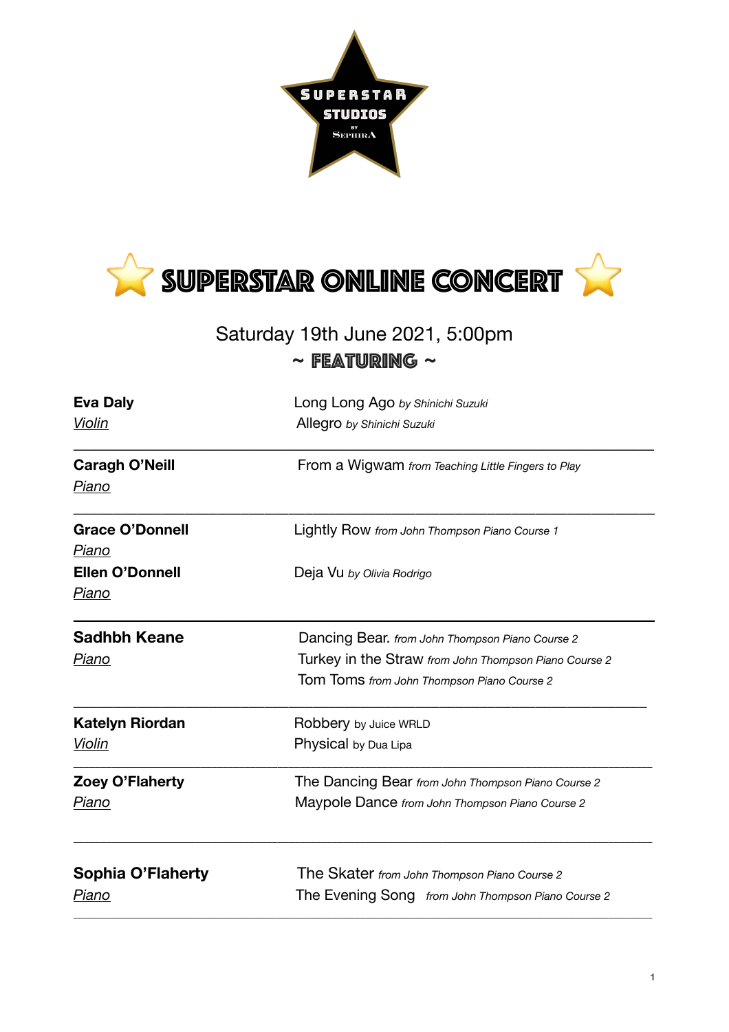SUPERSTAR STUDIOS BY SEPHIRA

# ⭐ SUPERSTAR ONLINE CONCERT ⭐

Saturday 19th June 2021, 5:00pm

~ FEATURING ~

| Performer | Pieces |
|---|---|
| **Eva Daly**<br>*Violin* | Long Long Ago *by Shinichi Suzuki*<br>Allegro *by Shinichi Suzuki* |
| **Caragh O'Neill**<br>*Piano* | From a Wigwam *from Teaching Little Fingers to Play* |
| **Grace O'Donnell**<br>*Piano* | Lightly Row *from John Thompson Piano Course 1* |
| **Ellen O'Donnell**<br>*Piano* | Deja Vu *by Olivia Rodrigo* |
| **Sadhbh Keane**<br>*Piano* | Dancing Bear. *from John Thompson Piano Course 2*<br>Turkey in the Straw *from John Thompson Piano Course 2*<br>Tom Toms *from John Thompson Piano Course 2* |
| **Katelyn Riordan**<br>*Violin* | Robbery by Juice WRLD<br>Physical by Dua Lipa |
| **Zoey O'Flaherty**<br>*Piano* | The Dancing Bear *from John Thompson Piano Course 2*<br>Maypole Dance *from John Thompson Piano Course 2* |
| **Sophia O'Flaherty**<br>*Piano* | The Skater *from John Thompson Piano Course 2*<br>The Evening Song *from John Thompson Piano Course 2* |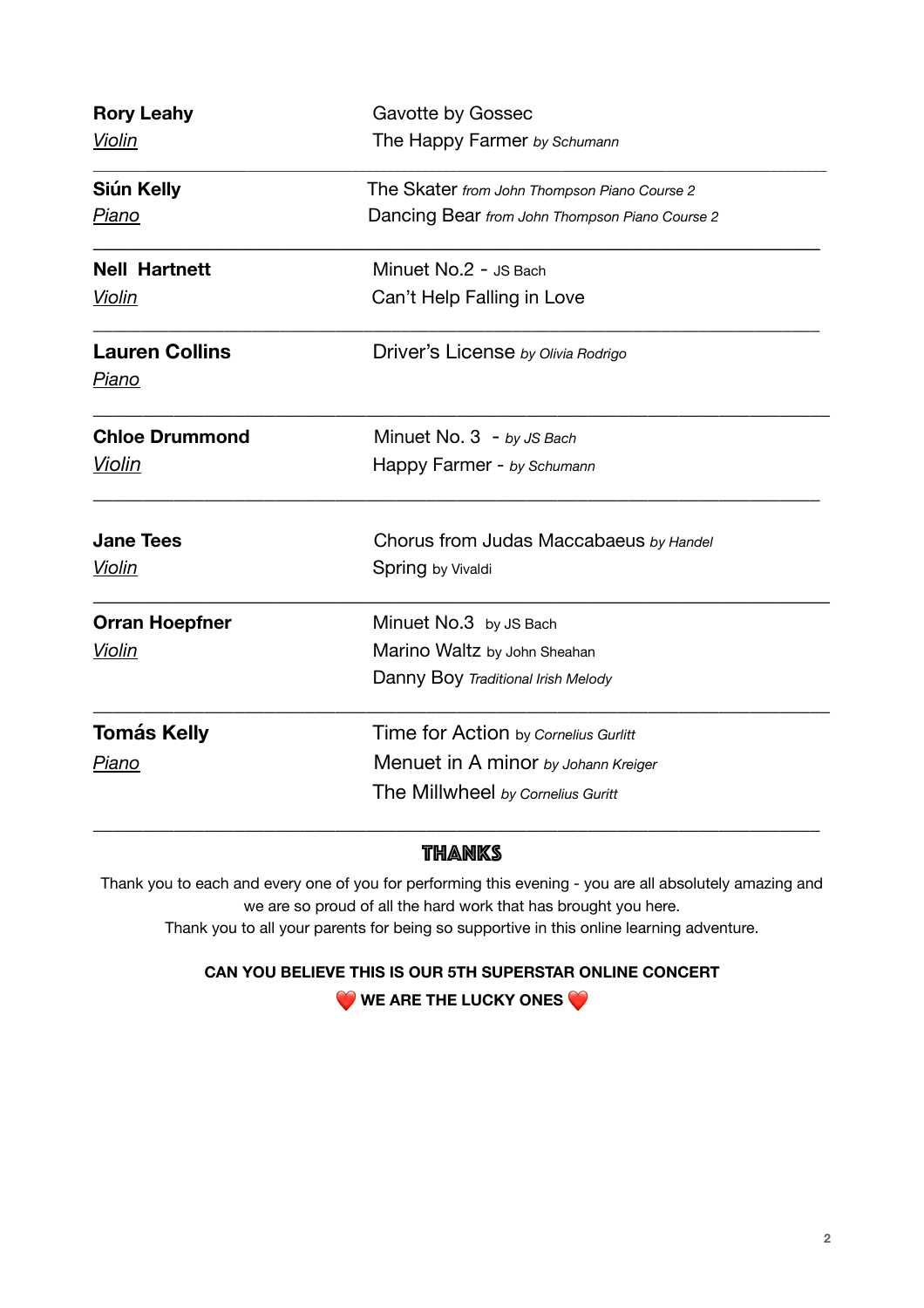| | |
|---|---|
| **Rory Leahy**<br>*Violin* | Gavotte by Gossec<br>The Happy Farmer *by Schumann* |
| **Siún Kelly**<br>*Piano* | The Skater *from John Thompson Piano Course 2*<br>Dancing Bear *from John Thompson Piano Course 2* |
| **Nell Hartnett**<br>*Violin* | Minuet No.2 - JS Bach<br>Can't Help Falling in Love |
| **Lauren Collins**<br>*Piano* | Driver's License *by Olivia Rodrigo* |
| **Chloe Drummond**<br>*Violin* | Minuet No. 3 - *by JS Bach*<br>Happy Farmer - *by Schumann* |
| **Jane Tees**<br>*Violin* | Chorus from Judas Maccabaeus *by Handel*<br>Spring by Vivaldi |
| **Orran Hoepfner**<br>*Violin* | Minuet No.3 by JS Bach<br>Marino Waltz by John Sheahan<br>Danny Boy *Traditional Irish Melody* |
| **Tomás Kelly**<br>*Piano* | Time for Action by *Cornelius Gurlitt*<br>Menuet in A minor *by Johann Kreiger*<br>The Millwheel *by Cornelius Guritt* |

## THANKS

Thank you to each and every one of you for performing this evening - you are all absolutely amazing and we are so proud of all the hard work that has brought you here.
Thank you to all your parents for being so supportive in this online learning adventure.

**CAN YOU BELIEVE THIS IS OUR 5TH SUPERSTAR ONLINE CONCERT**

**❤️ WE ARE THE LUCKY ONES ❤️**